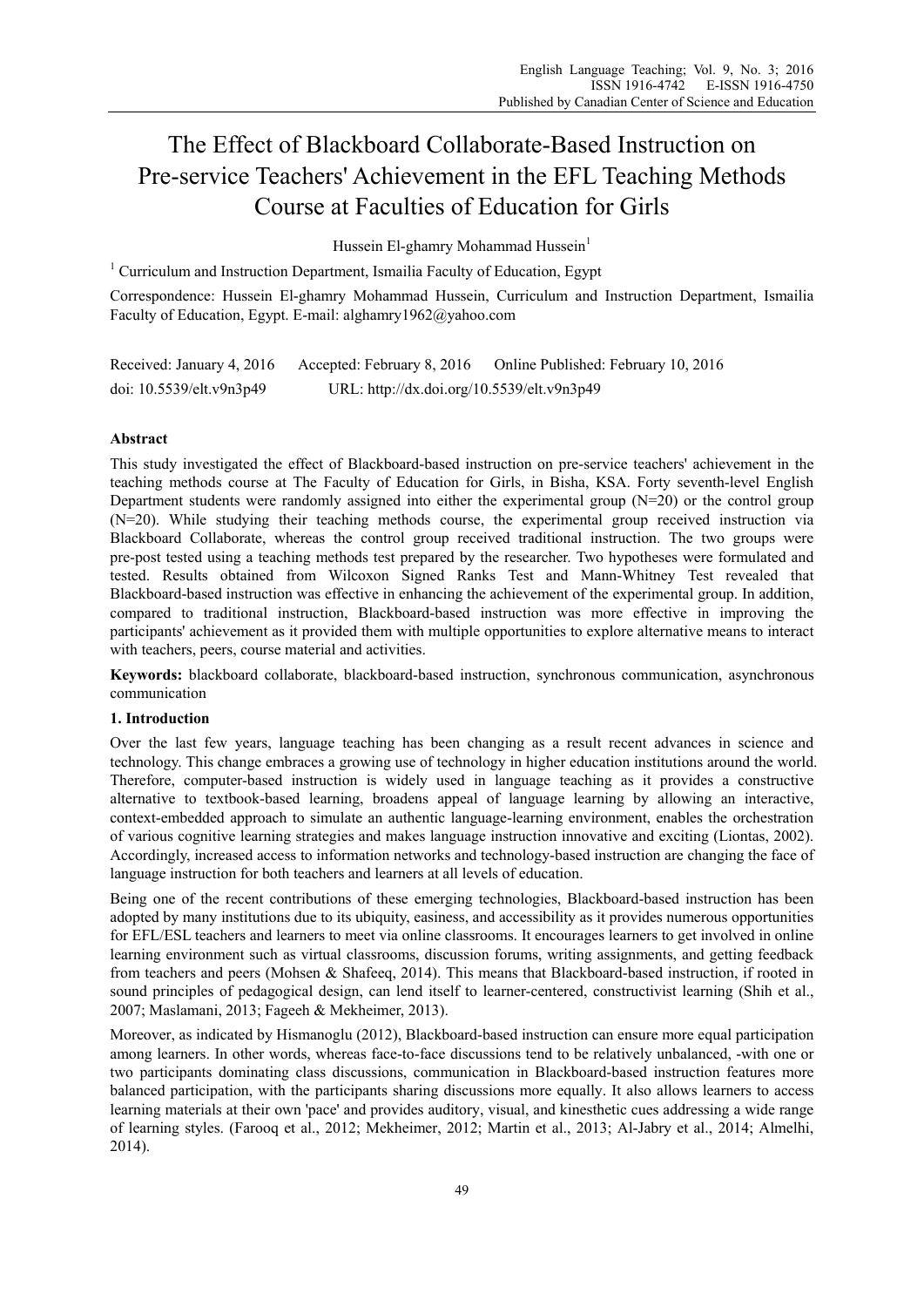# The Effect of Blackboard Collaborate-Based Instruction on Pre-service Teachers' Achievement in the EFL Teaching Methods Course at Faculties of Education for Girls

Hussein El-ghamry Mohammad Hussein[1]

[1] Curriculum and Instruction Department, Ismailia Faculty of Education, Egypt

Correspondence: Hussein El-ghamry Mohammad Hussein, Curriculum and Instruction Department, Ismailia Faculty of Education, Egypt. E-mail: alghamry1962@yahoo.com

Received: January 4, 2016 Accepted: February 8, 2016 Online Published: February 10, 2016

doi: 10.5539/elt.v9n3p49 URL: http://dx.doi.org/10.5539/elt.v9n3p49

## Abstract

This study investigated the effect of Blackboard-based instruction on pre-service teachers' achievement in the teaching methods course at The Faculty of Education for Girls, in Bisha, KSA. Forty seventh-level English Department students were randomly assigned into either the experimental group (N=20) or the control group (N=20). While studying their teaching methods course, the experimental group received instruction via Blackboard Collaborate, whereas the control group received traditional instruction. The two groups were pre-post tested using a teaching methods test prepared by the researcher. Two hypotheses were formulated and tested. Results obtained from Wilcoxon Signed Ranks Test and Mann-Whitney Test revealed that Blackboard-based instruction was effective in enhancing the achievement of the experimental group. In addition, compared to traditional instruction, Blackboard-based instruction was more effective in improving the participants' achievement as it provided them with multiple opportunities to explore alternative means to interact with teachers, peers, course material and activities.

**Keywords:** blackboard collaborate, blackboard-based instruction, synchronous communication, asynchronous communication

## 1. Introduction

Over the last few years, language teaching has been changing as a result recent advances in science and technology. This change embraces a growing use of technology in higher education institutions around the world. Therefore, computer-based instruction is widely used in language teaching as it provides a constructive alternative to textbook-based learning, broadens appeal of language learning by allowing an interactive, context-embedded approach to simulate an authentic language-learning environment, enables the orchestration of various cognitive learning strategies and makes language instruction innovative and exciting (Liontas, 2002). Accordingly, increased access to information networks and technology-based instruction are changing the face of language instruction for both teachers and learners at all levels of education.

Being one of the recent contributions of these emerging technologies, Blackboard-based instruction has been adopted by many institutions due to its ubiquity, easiness, and accessibility as it provides numerous opportunities for EFL/ESL teachers and learners to meet via online classrooms. It encourages learners to get involved in online learning environment such as virtual classrooms, discussion forums, writing assignments, and getting feedback from teachers and peers (Mohsen & Shafeeq, 2014). This means that Blackboard-based instruction, if rooted in sound principles of pedagogical design, can lend itself to learner-centered, constructivist learning (Shih et al., 2007; Maslamani, 2013; Fageeh & Mekheimer, 2013).

Moreover, as indicated by Hismanoglu (2012), Blackboard-based instruction can ensure more equal participation among learners. In other words, whereas face-to-face discussions tend to be relatively unbalanced, -with one or two participants dominating class discussions, communication in Blackboard-based instruction features more balanced participation, with the participants sharing discussions more equally. It also allows learners to access learning materials at their own 'pace' and provides auditory, visual, and kinesthetic cues addressing a wide range of learning styles. (Farooq et al., 2012; Mekheimer, 2012; Martin et al., 2013; Al-Jabry et al., 2014; Almelhi, 2014).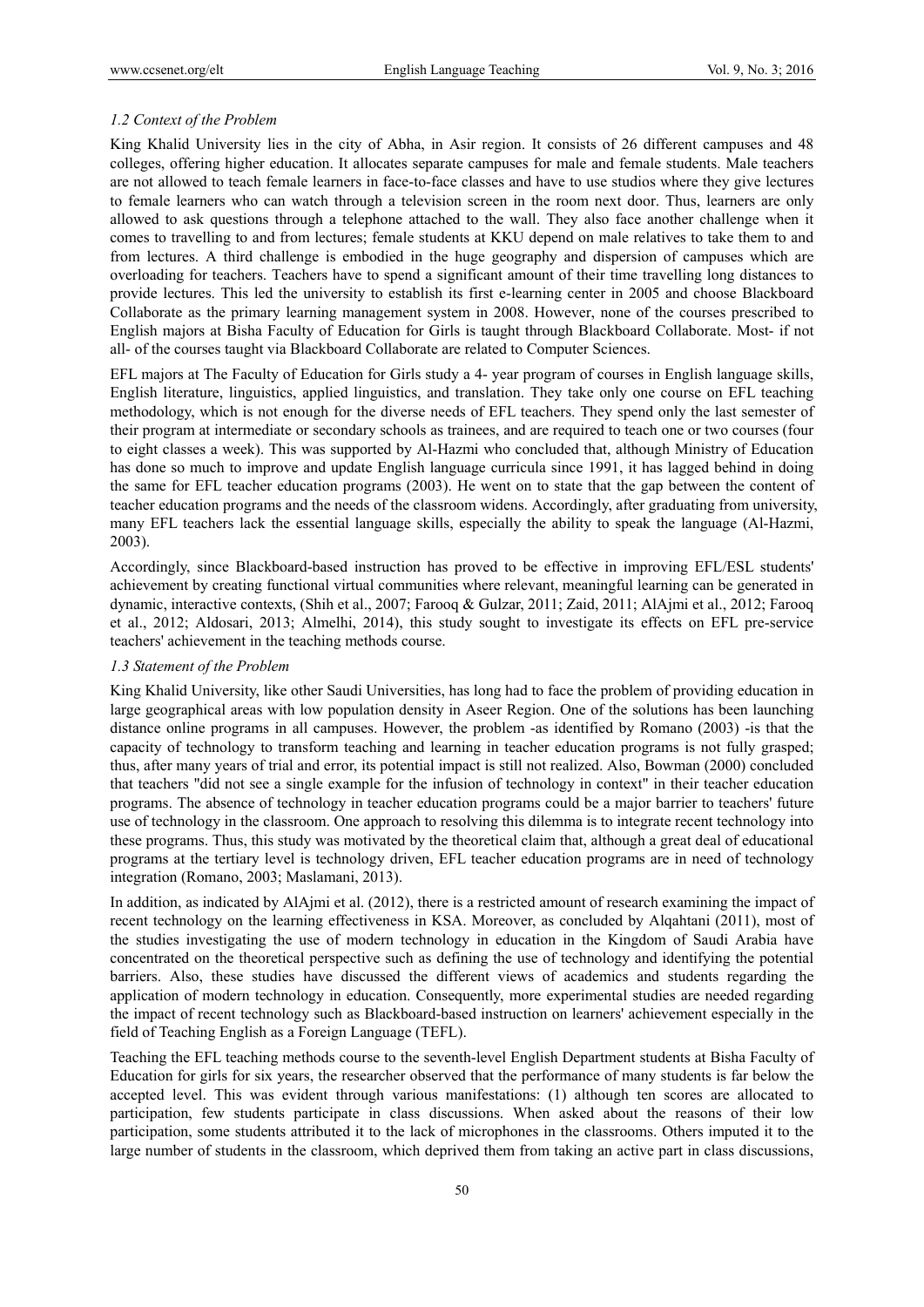### *1.2 Context of the Problem*

King Khalid University lies in the city of Abha, in Asir region. It consists of 26 different campuses and 48 colleges, offering higher education. It allocates separate campuses for male and female students. Male teachers are not allowed to teach female learners in face-to-face classes and have to use studios where they give lectures to female learners who can watch through a television screen in the room next door. Thus, learners are only allowed to ask questions through a telephone attached to the wall. They also face another challenge when it comes to travelling to and from lectures; female students at KKU depend on male relatives to take them to and from lectures. A third challenge is embodied in the huge geography and dispersion of campuses which are overloading for teachers. Teachers have to spend a significant amount of their time travelling long distances to provide lectures. This led the university to establish its first e-learning center in 2005 and choose Blackboard Collaborate as the primary learning management system in 2008. However, none of the courses prescribed to English majors at Bisha Faculty of Education for Girls is taught through Blackboard Collaborate. Most- if not all- of the courses taught via Blackboard Collaborate are related to Computer Sciences.

EFL majors at The Faculty of Education for Girls study a 4- year program of courses in English language skills, English literature, linguistics, applied linguistics, and translation. They take only one course on EFL teaching methodology, which is not enough for the diverse needs of EFL teachers. They spend only the last semester of their program at intermediate or secondary schools as trainees, and are required to teach one or two courses (four to eight classes a week). This was supported by Al-Hazmi who concluded that, although Ministry of Education has done so much to improve and update English language curricula since 1991, it has lagged behind in doing the same for EFL teacher education programs (2003). He went on to state that the gap between the content of teacher education programs and the needs of the classroom widens. Accordingly, after graduating from university, many EFL teachers lack the essential language skills, especially the ability to speak the language (Al-Hazmi, 2003).

Accordingly, since Blackboard-based instruction has proved to be effective in improving EFL/ESL students' achievement by creating functional virtual communities where relevant, meaningful learning can be generated in dynamic, interactive contexts, (Shih et al., 2007; Farooq & Gulzar, 2011; Zaid, 2011; AlAjmi et al., 2012; Farooq et al., 2012; Aldosari, 2013; Almelhi, 2014), this study sought to investigate its effects on EFL pre-service teachers' achievement in the teaching methods course.

### *1.3 Statement of the Problem*

King Khalid University, like other Saudi Universities, has long had to face the problem of providing education in large geographical areas with low population density in Aseer Region. One of the solutions has been launching distance online programs in all campuses. However, the problem -as identified by Romano (2003) -is that the capacity of technology to transform teaching and learning in teacher education programs is not fully grasped; thus, after many years of trial and error, its potential impact is still not realized. Also, Bowman (2000) concluded that teachers "did not see a single example for the infusion of technology in context" in their teacher education programs. The absence of technology in teacher education programs could be a major barrier to teachers' future use of technology in the classroom. One approach to resolving this dilemma is to integrate recent technology into these programs. Thus, this study was motivated by the theoretical claim that, although a great deal of educational programs at the tertiary level is technology driven, EFL teacher education programs are in need of technology integration (Romano, 2003; Maslamani, 2013).

In addition, as indicated by AlAjmi et al. (2012), there is a restricted amount of research examining the impact of recent technology on the learning effectiveness in KSA. Moreover, as concluded by Alqahtani (2011), most of the studies investigating the use of modern technology in education in the Kingdom of Saudi Arabia have concentrated on the theoretical perspective such as defining the use of technology and identifying the potential barriers. Also, these studies have discussed the different views of academics and students regarding the application of modern technology in education. Consequently, more experimental studies are needed regarding the impact of recent technology such as Blackboard-based instruction on learners' achievement especially in the field of Teaching English as a Foreign Language (TEFL).

Teaching the EFL teaching methods course to the seventh-level English Department students at Bisha Faculty of Education for girls for six years, the researcher observed that the performance of many students is far below the accepted level. This was evident through various manifestations: (1) although ten scores are allocated to participation, few students participate in class discussions. When asked about the reasons of their low participation, some students attributed it to the lack of microphones in the classrooms. Others imputed it to the large number of students in the classroom, which deprived them from taking an active part in class discussions,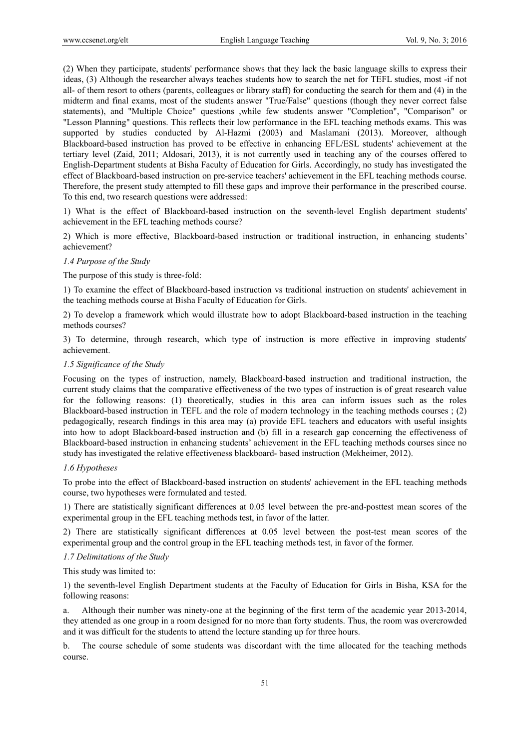(2) When they participate, students' performance shows that they lack the basic language skills to express their ideas, (3) Although the researcher always teaches students how to search the net for TEFL studies, most -if not all- of them resort to others (parents, colleagues or library staff) for conducting the search for them and (4) in the midterm and final exams, most of the students answer "True/False" questions (though they never correct false statements), and "Multiple Choice" questions ,while few students answer "Completion", "Comparison" or "Lesson Planning" questions. This reflects their low performance in the EFL teaching methods exams. This was supported by studies conducted by Al-Hazmi (2003) and Maslamani (2013). Moreover, although Blackboard-based instruction has proved to be effective in enhancing EFL/ESL students' achievement at the tertiary level (Zaid, 2011; Aldosari, 2013), it is not currently used in teaching any of the courses offered to English-Department students at Bisha Faculty of Education for Girls. Accordingly, no study has investigated the effect of Blackboard-based instruction on pre-service teachers' achievement in the EFL teaching methods course. Therefore, the present study attempted to fill these gaps and improve their performance in the prescribed course. To this end, two research questions were addressed:

1) What is the effect of Blackboard-based instruction on the seventh-level English department students' achievement in the EFL teaching methods course?

2) Which is more effective, Blackboard-based instruction or traditional instruction, in enhancing students' achievement?

### *1.4 Purpose of the Study*

The purpose of this study is three-fold:

1) To examine the effect of Blackboard-based instruction vs traditional instruction on students' achievement in the teaching methods course at Bisha Faculty of Education for Girls.

2) To develop a framework which would illustrate how to adopt Blackboard-based instruction in the teaching methods courses?

3) To determine, through research, which type of instruction is more effective in improving students' achievement.

### *1.5 Significance of the Study*

Focusing on the types of instruction, namely, Blackboard-based instruction and traditional instruction, the current study claims that the comparative effectiveness of the two types of instruction is of great research value for the following reasons: (1) theoretically, studies in this area can inform issues such as the roles Blackboard-based instruction in TEFL and the role of modern technology in the teaching methods courses ; (2) pedagogically, research findings in this area may (a) provide EFL teachers and educators with useful insights into how to adopt Blackboard-based instruction and (b) fill in a research gap concerning the effectiveness of Blackboard-based instruction in enhancing students' achievement in the EFL teaching methods courses since no study has investigated the relative effectiveness blackboard- based instruction (Mekheimer, 2012).

### *1.6 Hypotheses*

To probe into the effect of Blackboard-based instruction on students' achievement in the EFL teaching methods course, two hypotheses were formulated and tested.

1) There are statistically significant differences at 0.05 level between the pre-and-posttest mean scores of the experimental group in the EFL teaching methods test, in favor of the latter.

2) There are statistically significant differences at 0.05 level between the post-test mean scores of the experimental group and the control group in the EFL teaching methods test, in favor of the former.

### *1.7 Delimitations of the Study*

This study was limited to:

1) the seventh-level English Department students at the Faculty of Education for Girls in Bisha, KSA for the following reasons:

a. Although their number was ninety-one at the beginning of the first term of the academic year 2013-2014, they attended as one group in a room designed for no more than forty students. Thus, the room was overcrowded and it was difficult for the students to attend the lecture standing up for three hours.

b. The course schedule of some students was discordant with the time allocated for the teaching methods course.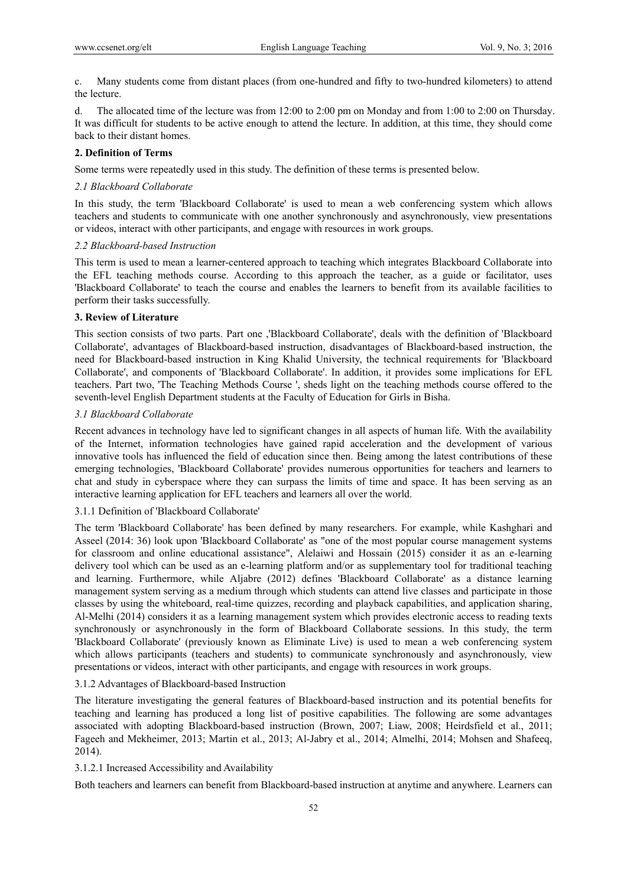c. Many students come from distant places (from one-hundred and fifty to two-hundred kilometers) to attend the lecture.

d. The allocated time of the lecture was from 12:00 to 2:00 pm on Monday and from 1:00 to 2:00 on Thursday. It was difficult for students to be active enough to attend the lecture. In addition, at this time, they should come back to their distant homes.

## 2. Definition of Terms

Some terms were repeatedly used in this study. The definition of these terms is presented below.

### *2.1 Blackboard Collaborate*

In this study, the term 'Blackboard Collaborate' is used to mean a web conferencing system which allows teachers and students to communicate with one another synchronously and asynchronously, view presentations or videos, interact with other participants, and engage with resources in work groups.

### *2.2 Blackboard-based Instruction*

This term is used to mean a learner-centered approach to teaching which integrates Blackboard Collaborate into the EFL teaching methods course. According to this approach the teacher, as a guide or facilitator, uses 'Blackboard Collaborate' to teach the course and enables the learners to benefit from its available facilities to perform their tasks successfully.

## 3. Review of Literature

This section consists of two parts. Part one ,'Blackboard Collaborate', deals with the definition of 'Blackboard Collaborate', advantages of Blackboard-based instruction, disadvantages of Blackboard-based instruction, the need for Blackboard-based instruction in King Khalid University, the technical requirements for 'Blackboard Collaborate', and components of 'Blackboard Collaborate'. In addition, it provides some implications for EFL teachers. Part two, 'The Teaching Methods Course ', sheds light on the teaching methods course offered to the seventh-level English Department students at the Faculty of Education for Girls in Bisha.

### *3.1 Blackboard Collaborate*

Recent advances in technology have led to significant changes in all aspects of human life. With the availability of the Internet, information technologies have gained rapid acceleration and the development of various innovative tools has influenced the field of education since then. Being among the latest contributions of these emerging technologies, 'Blackboard Collaborate' provides numerous opportunities for teachers and learners to chat and study in cyberspace where they can surpass the limits of time and space. It has been serving as an interactive learning application for EFL teachers and learners all over the world.

#### 3.1.1 Definition of 'Blackboard Collaborate'

The term 'Blackboard Collaborate' has been defined by many researchers. For example, while Kashghari and Asseel (2014: 36) look upon 'Blackboard Collaborate' as "one of the most popular course management systems for classroom and online educational assistance", Alelaiwi and Hossain (2015) consider it as an e-learning delivery tool which can be used as an e-learning platform and/or as supplementary tool for traditional teaching and learning. Furthermore, while Aljabre (2012) defines 'Blackboard Collaborate' as a distance learning management system serving as a medium through which students can attend live classes and participate in those classes by using the whiteboard, real-time quizzes, recording and playback capabilities, and application sharing, Al-Melhi (2014) considers it as a learning management system which provides electronic access to reading texts synchronously or asynchronously in the form of Blackboard Collaborate sessions. In this study, the term 'Blackboard Collaborate' (previously known as Eliminate Live) is used to mean a web conferencing system which allows participants (teachers and students) to communicate synchronously and asynchronously, view presentations or videos, interact with other participants, and engage with resources in work groups.

#### 3.1.2 Advantages of Blackboard-based Instruction

The literature investigating the general features of Blackboard-based instruction and its potential benefits for teaching and learning has produced a long list of positive capabilities. The following are some advantages associated with adopting Blackboard-based instruction (Brown, 2007; Liaw, 2008; Heirdsfield et al., 2011; Fageeh and Mekheimer, 2013; Martin et al., 2013; Al-Jabry et al., 2014; Almelhi, 2014; Mohsen and Shafeeq, 2014).

##### 3.1.2.1 Increased Accessibility and Availability

Both teachers and learners can benefit from Blackboard-based instruction at anytime and anywhere. Learners can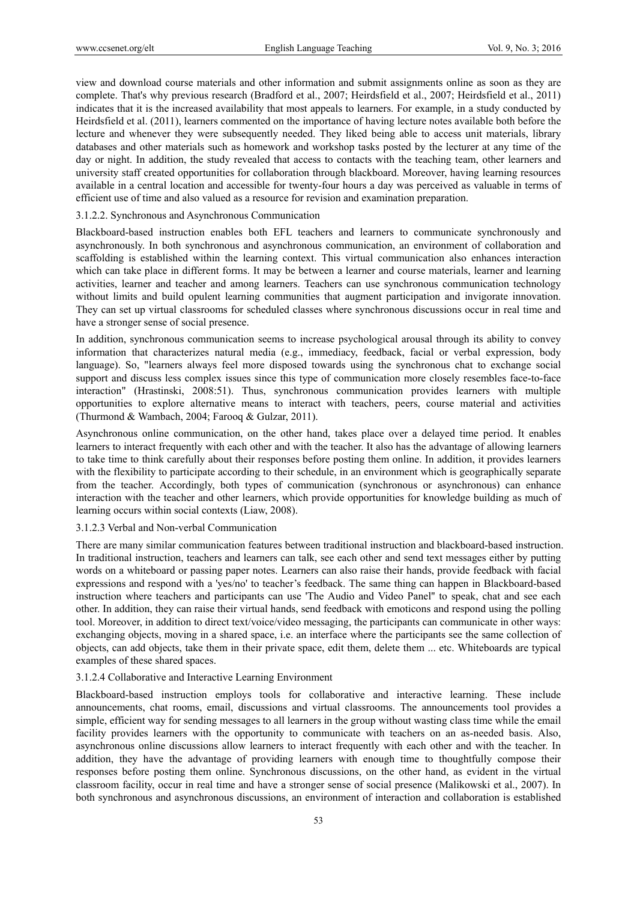view and download course materials and other information and submit assignments online as soon as they are complete. That's why previous research (Bradford et al., 2007; Heirdsfield et al., 2007; Heirdsfield et al., 2011) indicates that it is the increased availability that most appeals to learners. For example, in a study conducted by Heirdsfield et al. (2011), learners commented on the importance of having lecture notes available both before the lecture and whenever they were subsequently needed. They liked being able to access unit materials, library databases and other materials such as homework and workshop tasks posted by the lecturer at any time of the day or night. In addition, the study revealed that access to contacts with the teaching team, other learners and university staff created opportunities for collaboration through blackboard. Moreover, having learning resources available in a central location and accessible for twenty-four hours a day was perceived as valuable in terms of efficient use of time and also valued as a resource for revision and examination preparation.

#### 3.1.2.2. Synchronous and Asynchronous Communication

Blackboard-based instruction enables both EFL teachers and learners to communicate synchronously and asynchronously. In both synchronous and asynchronous communication, an environment of collaboration and scaffolding is established within the learning context. This virtual communication also enhances interaction which can take place in different forms. It may be between a learner and course materials, learner and learning activities, learner and teacher and among learners. Teachers can use synchronous communication technology without limits and build opulent learning communities that augment participation and invigorate innovation. They can set up virtual classrooms for scheduled classes where synchronous discussions occur in real time and have a stronger sense of social presence.

In addition, synchronous communication seems to increase psychological arousal through its ability to convey information that characterizes natural media (e.g., immediacy, feedback, facial or verbal expression, body language). So, "learners always feel more disposed towards using the synchronous chat to exchange social support and discuss less complex issues since this type of communication more closely resembles face-to-face interaction" (Hrastinski, 2008:51). Thus, synchronous communication provides learners with multiple opportunities to explore alternative means to interact with teachers, peers, course material and activities (Thurmond & Wambach, 2004; Farooq & Gulzar, 2011).

Asynchronous online communication, on the other hand, takes place over a delayed time period. It enables learners to interact frequently with each other and with the teacher. It also has the advantage of allowing learners to take time to think carefully about their responses before posting them online. In addition, it provides learners with the flexibility to participate according to their schedule, in an environment which is geographically separate from the teacher. Accordingly, both types of communication (synchronous or asynchronous) can enhance interaction with the teacher and other learners, which provide opportunities for knowledge building as much of learning occurs within social contexts (Liaw, 2008).

#### 3.1.2.3 Verbal and Non-verbal Communication

There are many similar communication features between traditional instruction and blackboard-based instruction. In traditional instruction, teachers and learners can talk, see each other and send text messages either by putting words on a whiteboard or passing paper notes. Learners can also raise their hands, provide feedback with facial expressions and respond with a 'yes/no' to teacher's feedback. The same thing can happen in Blackboard-based instruction where teachers and participants can use 'The Audio and Video Panel" to speak, chat and see each other. In addition, they can raise their virtual hands, send feedback with emoticons and respond using the polling tool. Moreover, in addition to direct text/voice/video messaging, the participants can communicate in other ways: exchanging objects, moving in a shared space, i.e. an interface where the participants see the same collection of objects, can add objects, take them in their private space, edit them, delete them ... etc. Whiteboards are typical examples of these shared spaces.

#### 3.1.2.4 Collaborative and Interactive Learning Environment

Blackboard-based instruction employs tools for collaborative and interactive learning. These include announcements, chat rooms, email, discussions and virtual classrooms. The announcements tool provides a simple, efficient way for sending messages to all learners in the group without wasting class time while the email facility provides learners with the opportunity to communicate with teachers on an as-needed basis. Also, asynchronous online discussions allow learners to interact frequently with each other and with the teacher. In addition, they have the advantage of providing learners with enough time to thoughtfully compose their responses before posting them online. Synchronous discussions, on the other hand, as evident in the virtual classroom facility, occur in real time and have a stronger sense of social presence (Malikowski et al., 2007). In both synchronous and asynchronous discussions, an environment of interaction and collaboration is established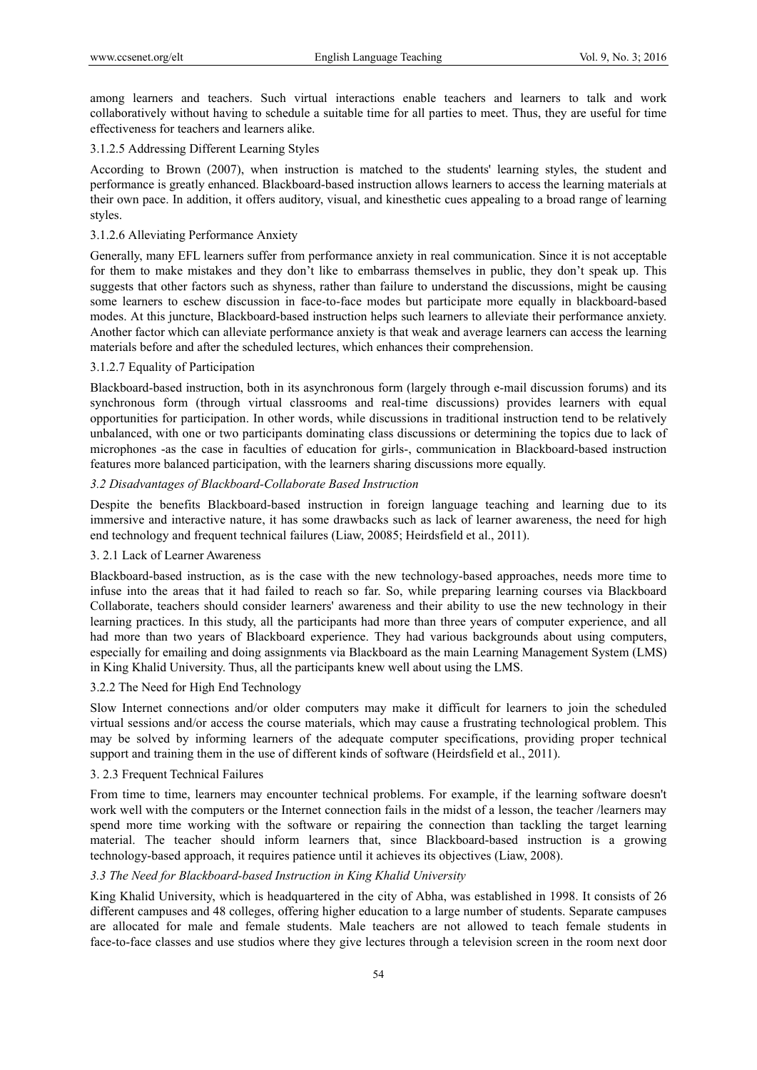among learners and teachers. Such virtual interactions enable teachers and learners to talk and work collaboratively without having to schedule a suitable time for all parties to meet. Thus, they are useful for time effectiveness for teachers and learners alike.

#### 3.1.2.5 Addressing Different Learning Styles

According to Brown (2007), when instruction is matched to the students' learning styles, the student and performance is greatly enhanced. Blackboard-based instruction allows learners to access the learning materials at their own pace. In addition, it offers auditory, visual, and kinesthetic cues appealing to a broad range of learning styles.

#### 3.1.2.6 Alleviating Performance Anxiety

Generally, many EFL learners suffer from performance anxiety in real communication. Since it is not acceptable for them to make mistakes and they don't like to embarrass themselves in public, they don't speak up. This suggests that other factors such as shyness, rather than failure to understand the discussions, might be causing some learners to eschew discussion in face-to-face modes but participate more equally in blackboard-based modes. At this juncture, Blackboard-based instruction helps such learners to alleviate their performance anxiety. Another factor which can alleviate performance anxiety is that weak and average learners can access the learning materials before and after the scheduled lectures, which enhances their comprehension.

#### 3.1.2.7 Equality of Participation

Blackboard-based instruction, both in its asynchronous form (largely through e-mail discussion forums) and its synchronous form (through virtual classrooms and real-time discussions) provides learners with equal opportunities for participation. In other words, while discussions in traditional instruction tend to be relatively unbalanced, with one or two participants dominating class discussions or determining the topics due to lack of microphones -as the case in faculties of education for girls-, communication in Blackboard-based instruction features more balanced participation, with the learners sharing discussions more equally.

### *3.2 Disadvantages of Blackboard-Collaborate Based Instruction*

Despite the benefits Blackboard-based instruction in foreign language teaching and learning due to its immersive and interactive nature, it has some drawbacks such as lack of learner awareness, the need for high end technology and frequent technical failures (Liaw, 20085; Heirdsfield et al., 2011).

#### 3. 2.1 Lack of Learner Awareness

Blackboard-based instruction, as is the case with the new technology-based approaches, needs more time to infuse into the areas that it had failed to reach so far. So, while preparing learning courses via Blackboard Collaborate, teachers should consider learners' awareness and their ability to use the new technology in their learning practices. In this study, all the participants had more than three years of computer experience, and all had more than two years of Blackboard experience. They had various backgrounds about using computers, especially for emailing and doing assignments via Blackboard as the main Learning Management System (LMS) in King Khalid University. Thus, all the participants knew well about using the LMS.

#### 3.2.2 The Need for High End Technology

Slow Internet connections and/or older computers may make it difficult for learners to join the scheduled virtual sessions and/or access the course materials, which may cause a frustrating technological problem. This may be solved by informing learners of the adequate computer specifications, providing proper technical support and training them in the use of different kinds of software (Heirdsfield et al., 2011).

#### 3. 2.3 Frequent Technical Failures

From time to time, learners may encounter technical problems. For example, if the learning software doesn't work well with the computers or the Internet connection fails in the midst of a lesson, the teacher /learners may spend more time working with the software or repairing the connection than tackling the target learning material. The teacher should inform learners that, since Blackboard-based instruction is a growing technology-based approach, it requires patience until it achieves its objectives (Liaw, 2008).

### *3.3 The Need for Blackboard-based Instruction in King Khalid University*

King Khalid University, which is headquartered in the city of Abha, was established in 1998. It consists of 26 different campuses and 48 colleges, offering higher education to a large number of students. Separate campuses are allocated for male and female students. Male teachers are not allowed to teach female students in face-to-face classes and use studios where they give lectures through a television screen in the room next door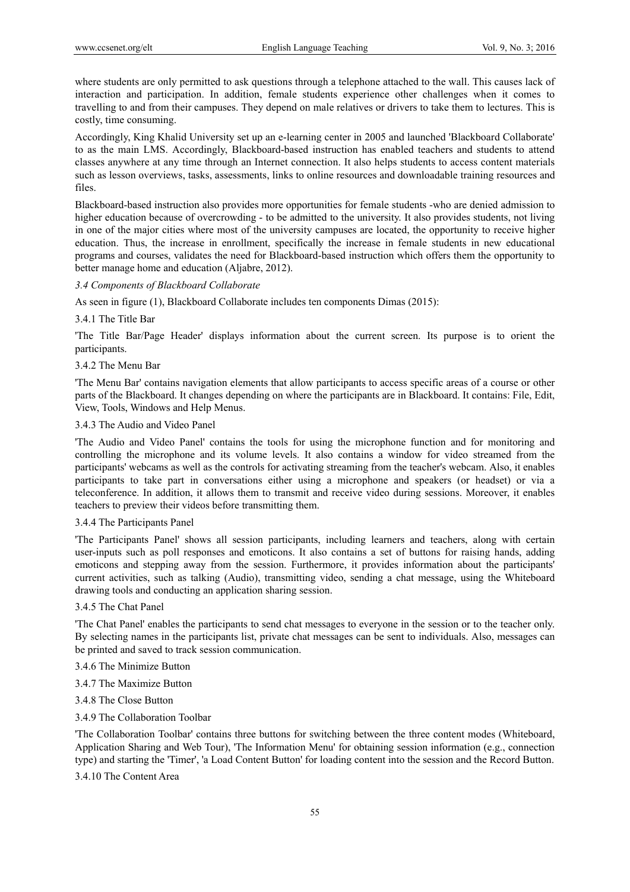where students are only permitted to ask questions through a telephone attached to the wall. This causes lack of interaction and participation. In addition, female students experience other challenges when it comes to travelling to and from their campuses. They depend on male relatives or drivers to take them to lectures. This is costly, time consuming.

Accordingly, King Khalid University set up an e-learning center in 2005 and launched 'Blackboard Collaborate' to as the main LMS. Accordingly, Blackboard-based instruction has enabled teachers and students to attend classes anywhere at any time through an Internet connection. It also helps students to access content materials such as lesson overviews, tasks, assessments, links to online resources and downloadable training resources and files.

Blackboard-based instruction also provides more opportunities for female students -who are denied admission to higher education because of overcrowding - to be admitted to the university. It also provides students, not living in one of the major cities where most of the university campuses are located, the opportunity to receive higher education. Thus, the increase in enrollment, specifically the increase in female students in new educational programs and courses, validates the need for Blackboard-based instruction which offers them the opportunity to better manage home and education (Aljabre, 2012).

### *3.4 Components of Blackboard Collaborate*

As seen in figure (1), Blackboard Collaborate includes ten components Dimas (2015):

#### 3.4.1 The Title Bar

'The Title Bar/Page Header' displays information about the current screen. Its purpose is to orient the participants.

#### 3.4.2 The Menu Bar

'The Menu Bar' contains navigation elements that allow participants to access specific areas of a course or other parts of the Blackboard. It changes depending on where the participants are in Blackboard. It contains: File, Edit, View, Tools, Windows and Help Menus.

#### 3.4.3 The Audio and Video Panel

'The Audio and Video Panel' contains the tools for using the microphone function and for monitoring and controlling the microphone and its volume levels. It also contains a window for video streamed from the participants' webcams as well as the controls for activating streaming from the teacher's webcam. Also, it enables participants to take part in conversations either using a microphone and speakers (or headset) or via a teleconference. In addition, it allows them to transmit and receive video during sessions. Moreover, it enables teachers to preview their videos before transmitting them.

#### 3.4.4 The Participants Panel

'The Participants Panel' shows all session participants, including learners and teachers, along with certain user-inputs such as poll responses and emoticons. It also contains a set of buttons for raising hands, adding emoticons and stepping away from the session. Furthermore, it provides information about the participants' current activities, such as talking (Audio), transmitting video, sending a chat message, using the Whiteboard drawing tools and conducting an application sharing session.

#### 3.4.5 The Chat Panel

'The Chat Panel' enables the participants to send chat messages to everyone in the session or to the teacher only. By selecting names in the participants list, private chat messages can be sent to individuals. Also, messages can be printed and saved to track session communication.

#### 3.4.6 The Minimize Button

#### 3.4.7 The Maximize Button

#### 3.4.8 The Close Button

#### 3.4.9 The Collaboration Toolbar

'The Collaboration Toolbar' contains three buttons for switching between the three content modes (Whiteboard, Application Sharing and Web Tour), 'The Information Menu' for obtaining session information (e.g., connection type) and starting the 'Timer', 'a Load Content Button' for loading content into the session and the Record Button.

#### 3.4.10 The Content Area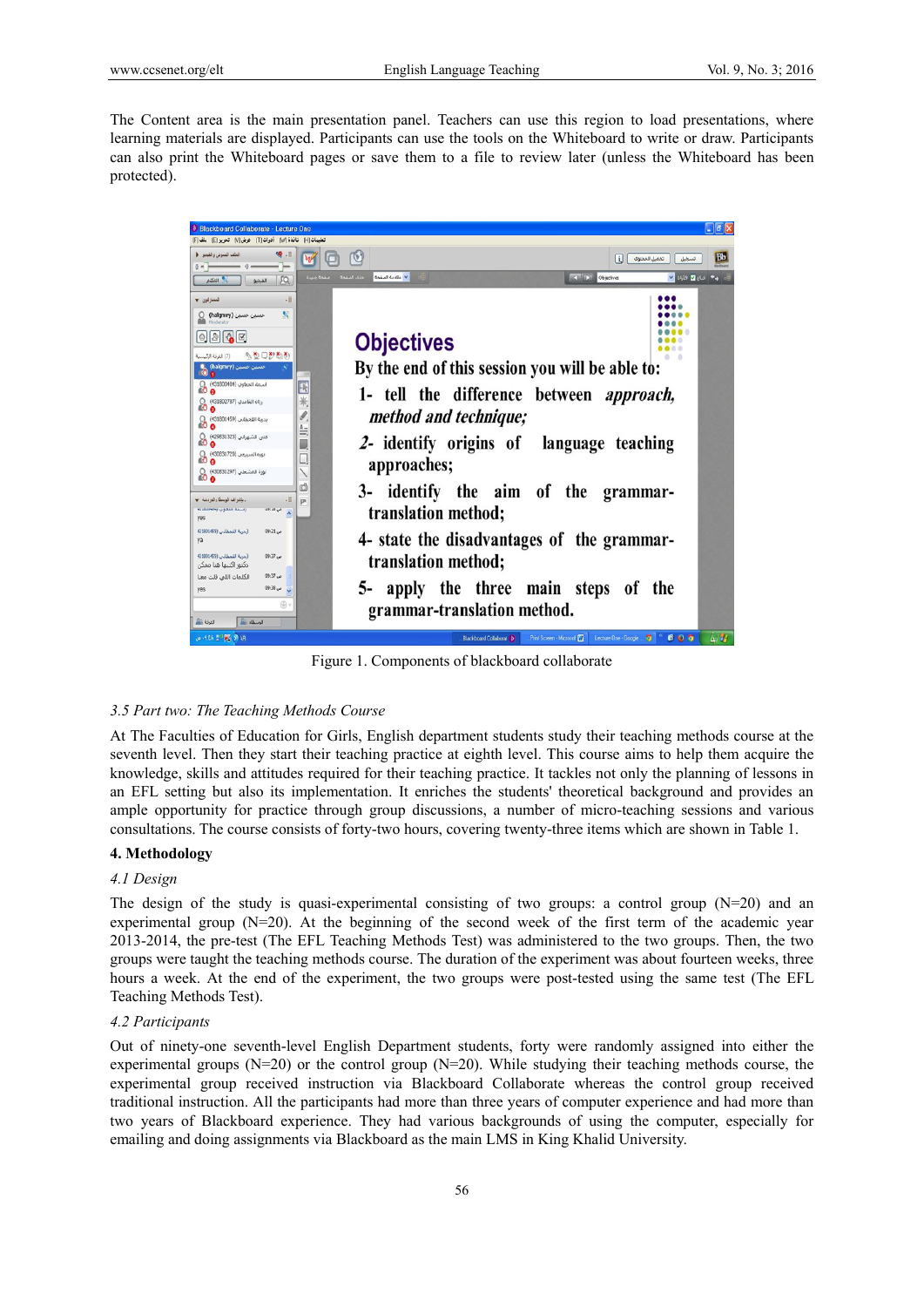The Content area is the main presentation panel. Teachers can use this region to load presentations, where learning materials are displayed. Participants can use the tools on the Whiteboard to write or draw. Participants can also print the Whiteboard pages or save them to a file to review later (unless the Whiteboard has been protected).

Figure 1. Components of blackboard collaborate

*3.5 Part two: The Teaching Methods Course*

At The Faculties of Education for Girls, English department students study their teaching methods course at the seventh level. Then they start their teaching practice at eighth level. This course aims to help them acquire the knowledge, skills and attitudes required for their teaching practice. It tackles not only the planning of lessons in an EFL setting but also its implementation. It enriches the students' theoretical background and provides an ample opportunity for practice through group discussions, a number of micro-teaching sessions and various consultations. The course consists of forty-two hours, covering twenty-three items which are shown in Table 1.

## 4. Methodology

*4.1 Design*

The design of the study is quasi-experimental consisting of two groups: a control group (N=20) and an experimental group (N=20). At the beginning of the second week of the first term of the academic year 2013-2014, the pre-test (The EFL Teaching Methods Test) was administered to the two groups. Then, the two groups were taught the teaching methods course. The duration of the experiment was about fourteen weeks, three hours a week. At the end of the experiment, the two groups were post-tested using the same test (The EFL Teaching Methods Test).

*4.2 Participants*

Out of ninety-one seventh-level English Department students, forty were randomly assigned into either the experimental groups (N=20) or the control group (N=20). While studying their teaching methods course, the experimental group received instruction via Blackboard Collaborate whereas the control group received traditional instruction. All the participants had more than three years of computer experience and had more than two years of Blackboard experience. They had various backgrounds of using the computer, especially for emailing and doing assignments via Blackboard as the main LMS in King Khalid University.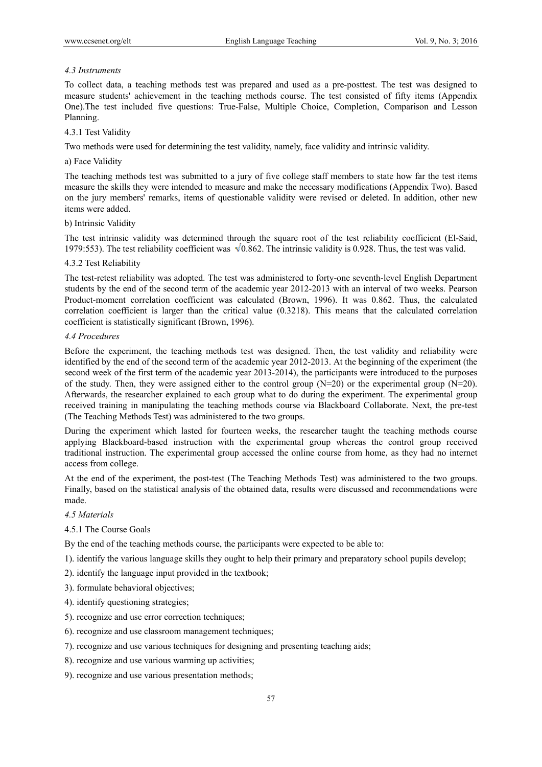### *4.3 Instruments*

To collect data, a teaching methods test was prepared and used as a pre-posttest. The test was designed to measure students' achievement in the teaching methods course. The test consisted of fifty items (Appendix One).The test included five questions: True-False, Multiple Choice, Completion, Comparison and Lesson Planning.

#### 4.3.1 Test Validity

Two methods were used for determining the test validity, namely, face validity and intrinsic validity.

a) Face Validity

The teaching methods test was submitted to a jury of five college staff members to state how far the test items measure the skills they were intended to measure and make the necessary modifications (Appendix Two). Based on the jury members' remarks, items of questionable validity were revised or deleted. In addition, other new items were added.

b) Intrinsic Validity

The test intrinsic validity was determined through the square root of the test reliability coefficient (El-Said, 1979:553). The test reliability coefficient was $\sqrt{0.862}$. The intrinsic validity is 0.928. Thus, the test was valid.

#### 4.3.2 Test Reliability

The test-retest reliability was adopted. The test was administered to forty-one seventh-level English Department students by the end of the second term of the academic year 2012-2013 with an interval of two weeks. Pearson Product-moment correlation coefficient was calculated (Brown, 1996). It was 0.862. Thus, the calculated correlation coefficient is larger than the critical value (0.3218). This means that the calculated correlation coefficient is statistically significant (Brown, 1996).

### *4.4 Procedures*

Before the experiment, the teaching methods test was designed. Then, the test validity and reliability were identified by the end of the second term of the academic year 2012-2013. At the beginning of the experiment (the second week of the first term of the academic year 2013-2014), the participants were introduced to the purposes of the study. Then, they were assigned either to the control group (N=20) or the experimental group (N=20). Afterwards, the researcher explained to each group what to do during the experiment. The experimental group received training in manipulating the teaching methods course via Blackboard Collaborate. Next, the pre-test (The Teaching Methods Test) was administered to the two groups.

During the experiment which lasted for fourteen weeks, the researcher taught the teaching methods course applying Blackboard-based instruction with the experimental group whereas the control group received traditional instruction. The experimental group accessed the online course from home, as they had no internet access from college.

At the end of the experiment, the post-test (The Teaching Methods Test) was administered to the two groups. Finally, based on the statistical analysis of the obtained data, results were discussed and recommendations were made.

### *4.5 Materials*

#### 4.5.1 The Course Goals

By the end of the teaching methods course, the participants were expected to be able to:

1). identify the various language skills they ought to help their primary and preparatory school pupils develop;

2). identify the language input provided in the textbook;

3). formulate behavioral objectives;

4). identify questioning strategies;

5). recognize and use error correction techniques;

6). recognize and use classroom management techniques;

7). recognize and use various techniques for designing and presenting teaching aids;

8). recognize and use various warming up activities;

9). recognize and use various presentation methods;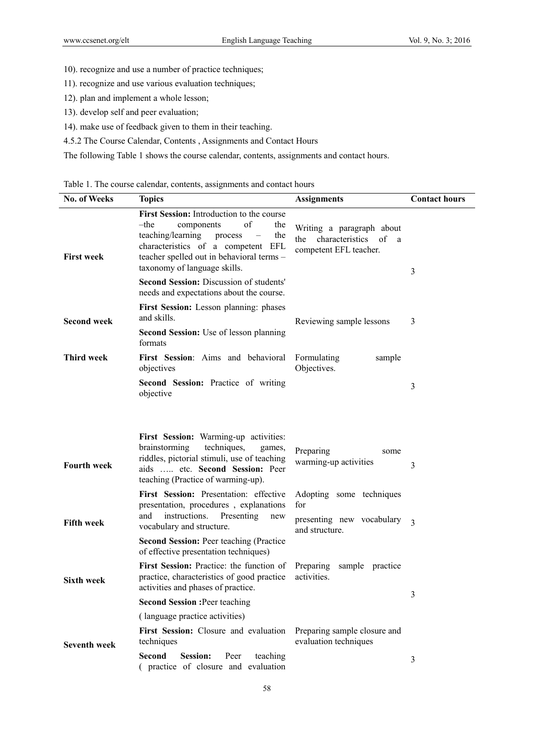10). recognize and use a number of practice techniques;

11). recognize and use various evaluation techniques;

12). plan and implement a whole lesson;

13). develop self and peer evaluation;

14). make use of feedback given to them in their teaching.

4.5.2 The Course Calendar, Contents , Assignments and Contact Hours

The following Table 1 shows the course calendar, contents, assignments and contact hours.

Table 1. The course calendar, contents, assignments and contact hours

| No. of Weeks | Topics | Assignments | Contact hours |
|---|---|---|---|
| First week | **First Session:** Introduction to the course –the components of the teaching/learning process – the characteristics of a competent EFL teacher spelled out in behavioral terms – taxonomy of language skills.<br>**Second Session:** Discussion of students' needs and expectations about the course. | Writing a paragraph about the characteristics of a competent EFL teacher. | 3 |
| Second week | **First Session:** Lesson planning: phases and skills.<br>**Second Session:** Use of lesson planning formats | Reviewing sample lessons | 3 |
| Third week | **First Session**: Aims and behavioral objectives<br>**Second Session:** Practice of writing objective | Formulating sample Objectives. | 3 |
| Fourth week | **First Session:** Warming-up activities: brainstorming techniques, games, riddles, pictorial stimuli, use of teaching aids ….. etc. **Second Session:** Peer teaching (Practice of warming-up). | Preparing some warming-up activities | 3 |
| Fifth week | **First Session:** Presentation: effective presentation, procedures , explanations and instructions. Presenting new vocabulary and structure.<br>**Second Session:** Peer teaching (Practice of effective presentation techniques) | Adopting some techniques for presenting new vocabulary and structure. | 3 |
| Sixth week | **First Session:** Practice: the function of practice, characteristics of good practice activities and phases of practice.<br>**Second Session :**Peer teaching (language practice activities) | Preparing sample practice activities. | 3 |
| Seventh week | **First Session:** Closure and evaluation techniques<br>**Second Session:** Peer teaching ( practice of closure and evaluation | Preparing sample closure and evaluation techniques | 3 |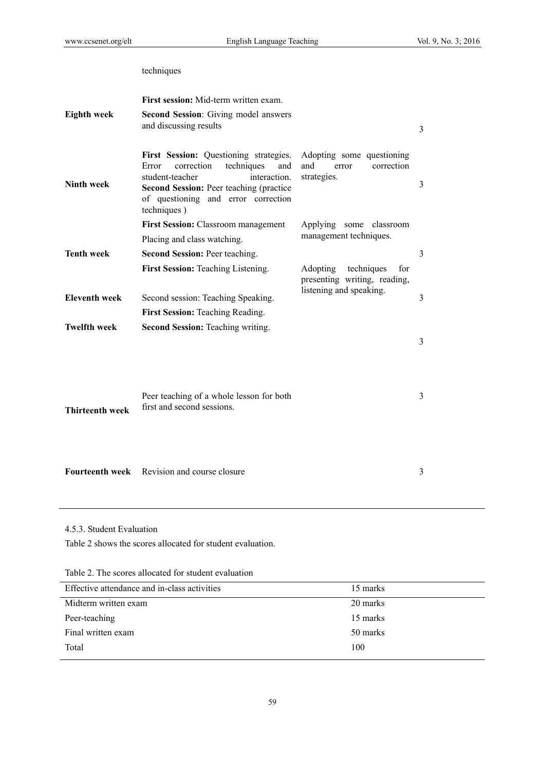| | | | |
|---|---|---|---|
| | techniques | | |
| **Eighth week** | **First session:** Mid-term written exam. **Second Session**: Giving model answers and discussing results | | 3 |
| **Ninth week** | **First Session:** Questioning strategies. Error correction techniques and student-teacher interaction. **Second Session:** Peer teaching (practice of questioning and error correction techniques ) | Adopting some questioning and error correction strategies. | 3 |
| **Tenth week** | **First Session:** Classroom management Placing and class watching. **Second Session:** Peer teaching. | Applying some classroom management techniques. | 3 |
| **Eleventh week** | **First Session:** Teaching Listening. Second session: Teaching Speaking. | Adopting techniques for presenting writing, reading, listening and speaking. | 3 |
| **Twelfth week** | **First Session:** Teaching Reading. **Second Session:** Teaching writing. | | 3 |
| **Thirteenth week** | Peer teaching of a whole lesson for both first and second sessions. | | 3 |
| **Fourteenth week** | Revision and course closure | | 3 |

4.5.3. Student Evaluation

Table 2 shows the scores allocated for student evaluation.

Table 2. The scores allocated for student evaluation

| Effective attendance and in-class activities | 15 marks |
|---|---|
| Midterm written exam | 20 marks |
| Peer-teaching | 15 marks |
| Final written exam | 50 marks |
| Total | 100 |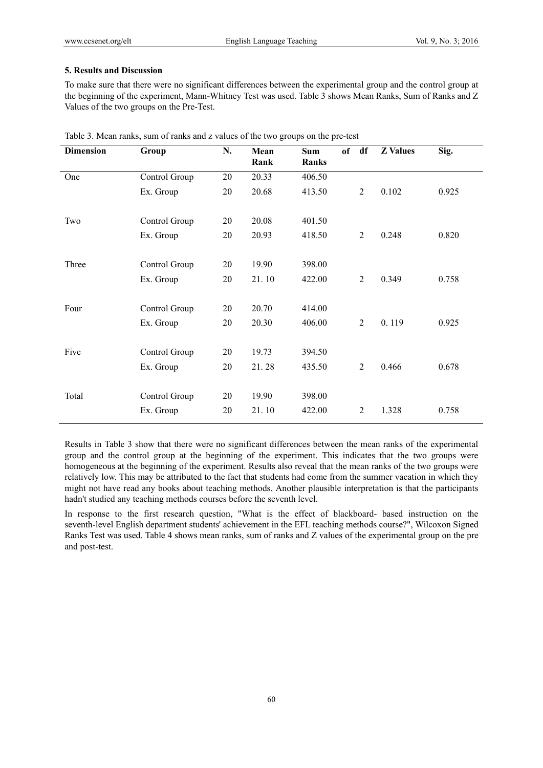### 5. Results and Discussion

To make sure that there were no significant differences between the experimental group and the control group at the beginning of the experiment, Mann-Whitney Test was used. Table 3 shows Mean Ranks, Sum of Ranks and Z Values of the two groups on the Pre-Test.

Table 3. Mean ranks, sum of ranks and z values of the two groups on the pre-test

| Dimension | Group | N. | Mean Rank | Sum of Ranks | df | Z Values | Sig. |
|---|---|---|---|---|---|---|---|
| One | Control Group | 20 | 20.33 | 406.50 | | | |
| | Ex. Group | 20 | 20.68 | 413.50 | 2 | 0.102 | 0.925 |
| Two | Control Group | 20 | 20.08 | 401.50 | | | |
| | Ex. Group | 20 | 20.93 | 418.50 | 2 | 0.248 | 0.820 |
| Three | Control Group | 20 | 19.90 | 398.00 | | | |
| | Ex. Group | 20 | 21. 10 | 422.00 | 2 | 0.349 | 0.758 |
| Four | Control Group | 20 | 20.70 | 414.00 | | | |
| | Ex. Group | 20 | 20.30 | 406.00 | 2 | 0. 119 | 0.925 |
| Five | Control Group | 20 | 19.73 | 394.50 | | | |
| | Ex. Group | 20 | 21. 28 | 435.50 | 2 | 0.466 | 0.678 |
| Total | Control Group | 20 | 19.90 | 398.00 | | | |
| | Ex. Group | 20 | 21. 10 | 422.00 | 2 | 1.328 | 0.758 |

Results in Table 3 show that there were no significant differences between the mean ranks of the experimental group and the control group at the beginning of the experiment. This indicates that the two groups were homogeneous at the beginning of the experiment. Results also reveal that the mean ranks of the two groups were relatively low. This may be attributed to the fact that students had come from the summer vacation in which they might not have read any books about teaching methods. Another plausible interpretation is that the participants hadn't studied any teaching methods courses before the seventh level.

In response to the first research question, "What is the effect of blackboard- based instruction on the seventh-level English department students' achievement in the EFL teaching methods course?", Wilcoxon Signed Ranks Test was used. Table 4 shows mean ranks, sum of ranks and Z values of the experimental group on the pre and post-test.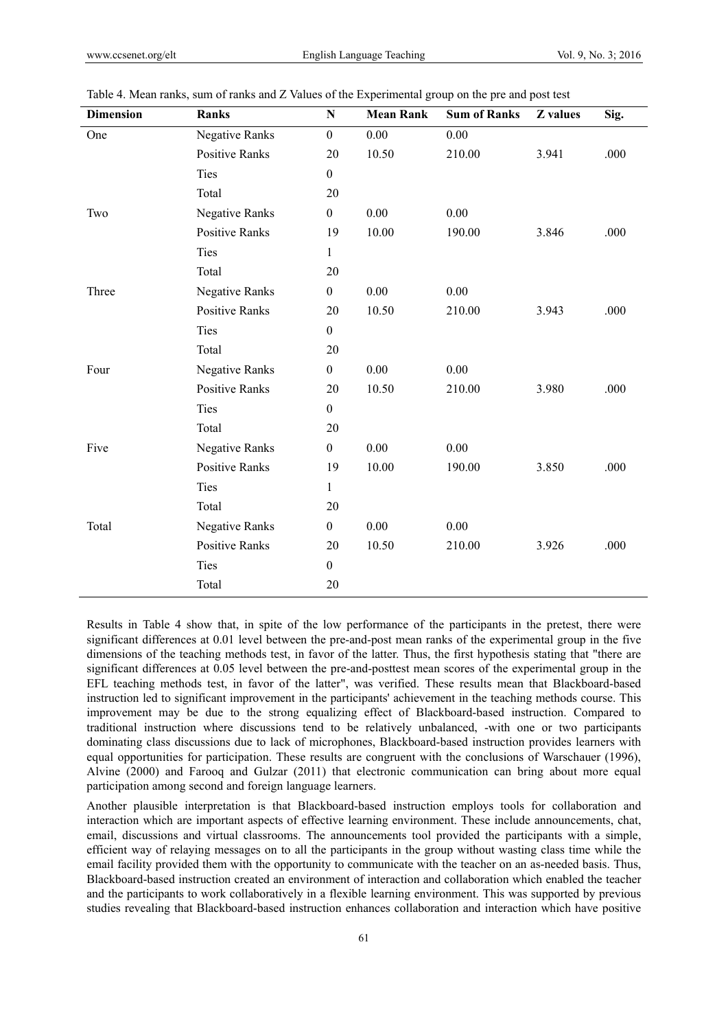Table 4. Mean ranks, sum of ranks and Z Values of the Experimental group on the pre and post test

| Dimension | Ranks | N | Mean Rank | Sum of Ranks | Z values | Sig. |
|---|---|---|---|---|---|---|
| One | Negative Ranks | 0 | 0.00 | 0.00 | | |
| | Positive Ranks | 20 | 10.50 | 210.00 | 3.941 | .000 |
| | Ties | 0 | | | | |
| | Total | 20 | | | | |
| Two | Negative Ranks | 0 | 0.00 | 0.00 | | |
| | Positive Ranks | 19 | 10.00 | 190.00 | 3.846 | .000 |
| | Ties | 1 | | | | |
| | Total | 20 | | | | |
| Three | Negative Ranks | 0 | 0.00 | 0.00 | | |
| | Positive Ranks | 20 | 10.50 | 210.00 | 3.943 | .000 |
| | Ties | 0 | | | | |
| | Total | 20 | | | | |
| Four | Negative Ranks | 0 | 0.00 | 0.00 | | |
| | Positive Ranks | 20 | 10.50 | 210.00 | 3.980 | .000 |
| | Ties | 0 | | | | |
| | Total | 20 | | | | |
| Five | Negative Ranks | 0 | 0.00 | 0.00 | | |
| | Positive Ranks | 19 | 10.00 | 190.00 | 3.850 | .000 |
| | Ties | 1 | | | | |
| | Total | 20 | | | | |
| Total | Negative Ranks | 0 | 0.00 | 0.00 | | |
| | Positive Ranks | 20 | 10.50 | 210.00 | 3.926 | .000 |
| | Ties | 0 | | | | |
| | Total | 20 | | | | |

Results in Table 4 show that, in spite of the low performance of the participants in the pretest, there were significant differences at 0.01 level between the pre-and-post mean ranks of the experimental group in the five dimensions of the teaching methods test, in favor of the latter. Thus, the first hypothesis stating that "there are significant differences at 0.05 level between the pre-and-posttest mean scores of the experimental group in the EFL teaching methods test, in favor of the latter", was verified. These results mean that Blackboard-based instruction led to significant improvement in the participants' achievement in the teaching methods course. This improvement may be due to the strong equalizing effect of Blackboard-based instruction. Compared to traditional instruction where discussions tend to be relatively unbalanced, -with one or two participants dominating class discussions due to lack of microphones, Blackboard-based instruction provides learners with equal opportunities for participation. These results are congruent with the conclusions of Warschauer (1996), Alvine (2000) and Farooq and Gulzar (2011) that electronic communication can bring about more equal participation among second and foreign language learners.

Another plausible interpretation is that Blackboard-based instruction employs tools for collaboration and interaction which are important aspects of effective learning environment. These include announcements, chat, email, discussions and virtual classrooms. The announcements tool provided the participants with a simple, efficient way of relaying messages on to all the participants in the group without wasting class time while the email facility provided them with the opportunity to communicate with the teacher on an as-needed basis. Thus, Blackboard-based instruction created an environment of interaction and collaboration which enabled the teacher and the participants to work collaboratively in a flexible learning environment. This was supported by previous studies revealing that Blackboard-based instruction enhances collaboration and interaction which have positive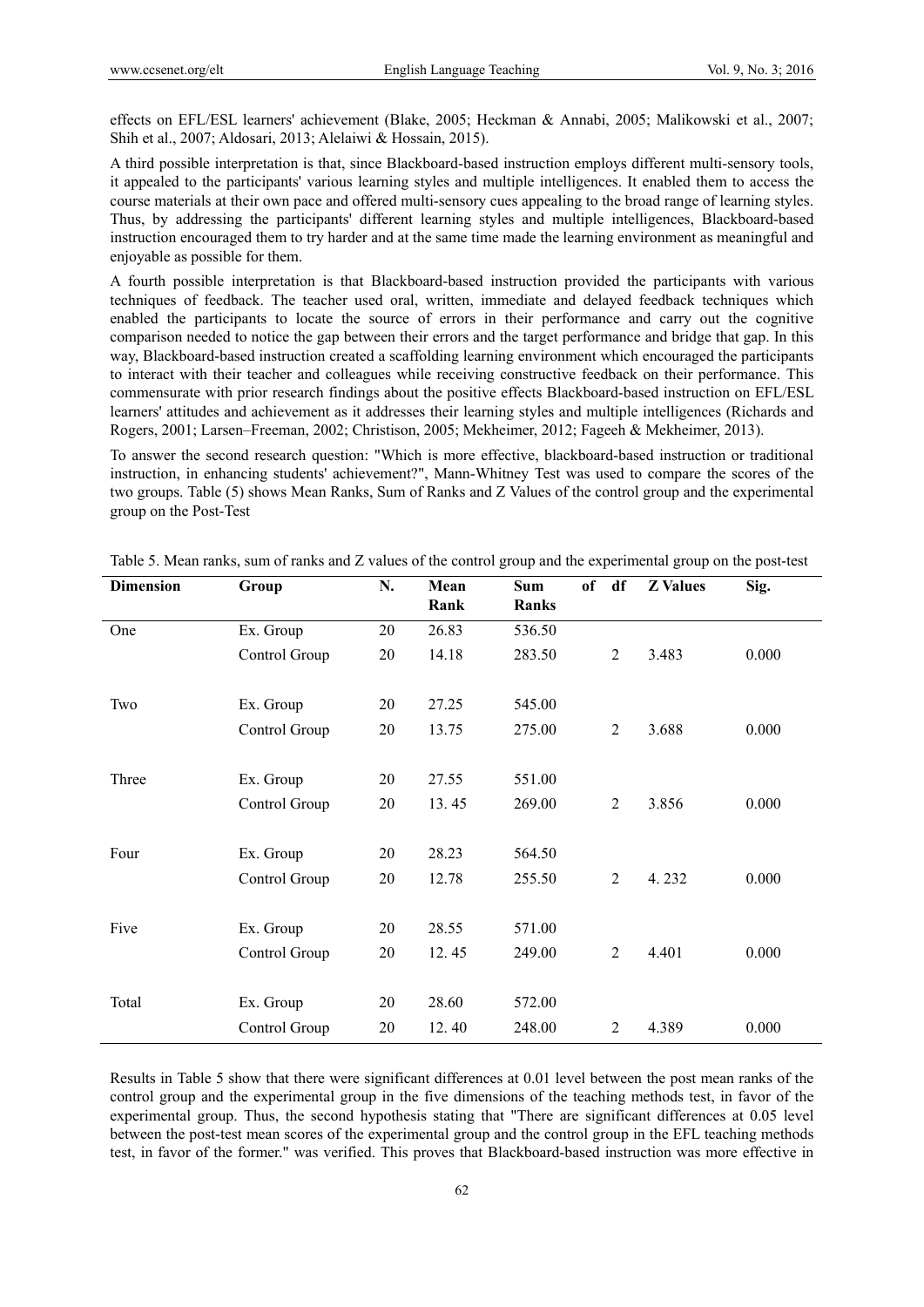effects on EFL/ESL learners' achievement (Blake, 2005; Heckman & Annabi, 2005; Malikowski et al., 2007; Shih et al., 2007; Aldosari, 2013; Alelaiwi & Hossain, 2015).

A third possible interpretation is that, since Blackboard-based instruction employs different multi-sensory tools, it appealed to the participants' various learning styles and multiple intelligences. It enabled them to access the course materials at their own pace and offered multi-sensory cues appealing to the broad range of learning styles. Thus, by addressing the participants' different learning styles and multiple intelligences, Blackboard-based instruction encouraged them to try harder and at the same time made the learning environment as meaningful and enjoyable as possible for them.

A fourth possible interpretation is that Blackboard-based instruction provided the participants with various techniques of feedback. The teacher used oral, written, immediate and delayed feedback techniques which enabled the participants to locate the source of errors in their performance and carry out the cognitive comparison needed to notice the gap between their errors and the target performance and bridge that gap. In this way, Blackboard-based instruction created a scaffolding learning environment which encouraged the participants to interact with their teacher and colleagues while receiving constructive feedback on their performance. This commensurate with prior research findings about the positive effects Blackboard-based instruction on EFL/ESL learners' attitudes and achievement as it addresses their learning styles and multiple intelligences (Richards and Rogers, 2001; Larsen–Freeman, 2002; Christison, 2005; Mekheimer, 2012; Fageeh & Mekheimer, 2013).

To answer the second research question: "Which is more effective, blackboard-based instruction or traditional instruction, in enhancing students' achievement?", Mann-Whitney Test was used to compare the scores of the two groups. Table (5) shows Mean Ranks, Sum of Ranks and Z Values of the control group and the experimental group on the Post-Test

Table 5. Mean ranks, sum of ranks and Z values of the control group and the experimental group on the post-test

| Dimension | Group | N. | Mean Rank | Sum of Ranks | df | Z Values | Sig. |
|---|---|---|---|---|---|---|---|
| One | Ex. Group | 20 | 26.83 | 536.50 | | | |
| | Control Group | 20 | 14.18 | 283.50 | 2 | 3.483 | 0.000 |
| Two | Ex. Group | 20 | 27.25 | 545.00 | | | |
| | Control Group | 20 | 13.75 | 275.00 | 2 | 3.688 | 0.000 |
| Three | Ex. Group | 20 | 27.55 | 551.00 | | | |
| | Control Group | 20 | 13. 45 | 269.00 | 2 | 3.856 | 0.000 |
| Four | Ex. Group | 20 | 28.23 | 564.50 | | | |
| | Control Group | 20 | 12.78 | 255.50 | 2 | 4. 232 | 0.000 |
| Five | Ex. Group | 20 | 28.55 | 571.00 | | | |
| | Control Group | 20 | 12. 45 | 249.00 | 2 | 4.401 | 0.000 |
| Total | Ex. Group | 20 | 28.60 | 572.00 | | | |
| | Control Group | 20 | 12. 40 | 248.00 | 2 | 4.389 | 0.000 |

Results in Table 5 show that there were significant differences at 0.01 level between the post mean ranks of the control group and the experimental group in the five dimensions of the teaching methods test, in favor of the experimental group. Thus, the second hypothesis stating that "There are significant differences at 0.05 level between the post-test mean scores of the experimental group and the control group in the EFL teaching methods test, in favor of the former." was verified. This proves that Blackboard-based instruction was more effective in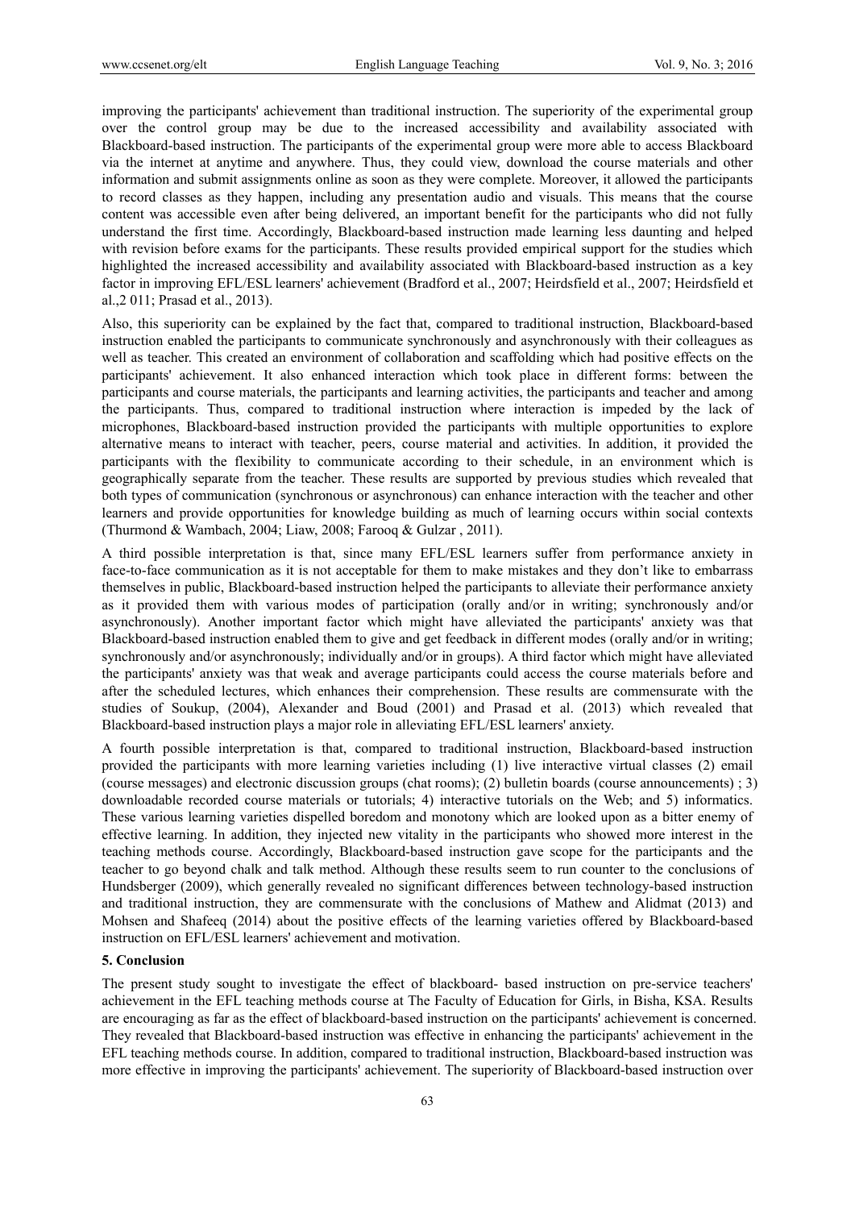improving the participants' achievement than traditional instruction. The superiority of the experimental group over the control group may be due to the increased accessibility and availability associated with Blackboard-based instruction. The participants of the experimental group were more able to access Blackboard via the internet at anytime and anywhere. Thus, they could view, download the course materials and other information and submit assignments online as soon as they were complete. Moreover, it allowed the participants to record classes as they happen, including any presentation audio and visuals. This means that the course content was accessible even after being delivered, an important benefit for the participants who did not fully understand the first time. Accordingly, Blackboard-based instruction made learning less daunting and helped with revision before exams for the participants. These results provided empirical support for the studies which highlighted the increased accessibility and availability associated with Blackboard-based instruction as a key factor in improving EFL/ESL learners' achievement (Bradford et al., 2007; Heirdsfield et al., 2007; Heirdsfield et al.,2 011; Prasad et al., 2013).

Also, this superiority can be explained by the fact that, compared to traditional instruction, Blackboard-based instruction enabled the participants to communicate synchronously and asynchronously with their colleagues as well as teacher. This created an environment of collaboration and scaffolding which had positive effects on the participants' achievement. It also enhanced interaction which took place in different forms: between the participants and course materials, the participants and learning activities, the participants and teacher and among the participants. Thus, compared to traditional instruction where interaction is impeded by the lack of microphones, Blackboard-based instruction provided the participants with multiple opportunities to explore alternative means to interact with teacher, peers, course material and activities. In addition, it provided the participants with the flexibility to communicate according to their schedule, in an environment which is geographically separate from the teacher. These results are supported by previous studies which revealed that both types of communication (synchronous or asynchronous) can enhance interaction with the teacher and other learners and provide opportunities for knowledge building as much of learning occurs within social contexts (Thurmond & Wambach, 2004; Liaw, 2008; Farooq & Gulzar , 2011).

A third possible interpretation is that, since many EFL/ESL learners suffer from performance anxiety in face-to-face communication as it is not acceptable for them to make mistakes and they don't like to embarrass themselves in public, Blackboard-based instruction helped the participants to alleviate their performance anxiety as it provided them with various modes of participation (orally and/or in writing; synchronously and/or asynchronously). Another important factor which might have alleviated the participants' anxiety was that Blackboard-based instruction enabled them to give and get feedback in different modes (orally and/or in writing; synchronously and/or asynchronously; individually and/or in groups). A third factor which might have alleviated the participants' anxiety was that weak and average participants could access the course materials before and after the scheduled lectures, which enhances their comprehension. These results are commensurate with the studies of Soukup, (2004), Alexander and Boud (2001) and Prasad et al. (2013) which revealed that Blackboard-based instruction plays a major role in alleviating EFL/ESL learners' anxiety.

A fourth possible interpretation is that, compared to traditional instruction, Blackboard-based instruction provided the participants with more learning varieties including (1) live interactive virtual classes (2) email (course messages) and electronic discussion groups (chat rooms); (2) bulletin boards (course announcements) ; 3) downloadable recorded course materials or tutorials; 4) interactive tutorials on the Web; and 5) informatics. These various learning varieties dispelled boredom and monotony which are looked upon as a bitter enemy of effective learning. In addition, they injected new vitality in the participants who showed more interest in the teaching methods course. Accordingly, Blackboard-based instruction gave scope for the participants and the teacher to go beyond chalk and talk method. Although these results seem to run counter to the conclusions of Hundsberger (2009), which generally revealed no significant differences between technology-based instruction and traditional instruction, they are commensurate with the conclusions of Mathew and Alidmat (2013) and Mohsen and Shafeeq (2014) about the positive effects of the learning varieties offered by Blackboard-based instruction on EFL/ESL learners' achievement and motivation.

## 5. Conclusion

The present study sought to investigate the effect of blackboard- based instruction on pre-service teachers' achievement in the EFL teaching methods course at The Faculty of Education for Girls, in Bisha, KSA. Results are encouraging as far as the effect of blackboard-based instruction on the participants' achievement is concerned. They revealed that Blackboard-based instruction was effective in enhancing the participants' achievement in the EFL teaching methods course. In addition, compared to traditional instruction, Blackboard-based instruction was more effective in improving the participants' achievement. The superiority of Blackboard-based instruction over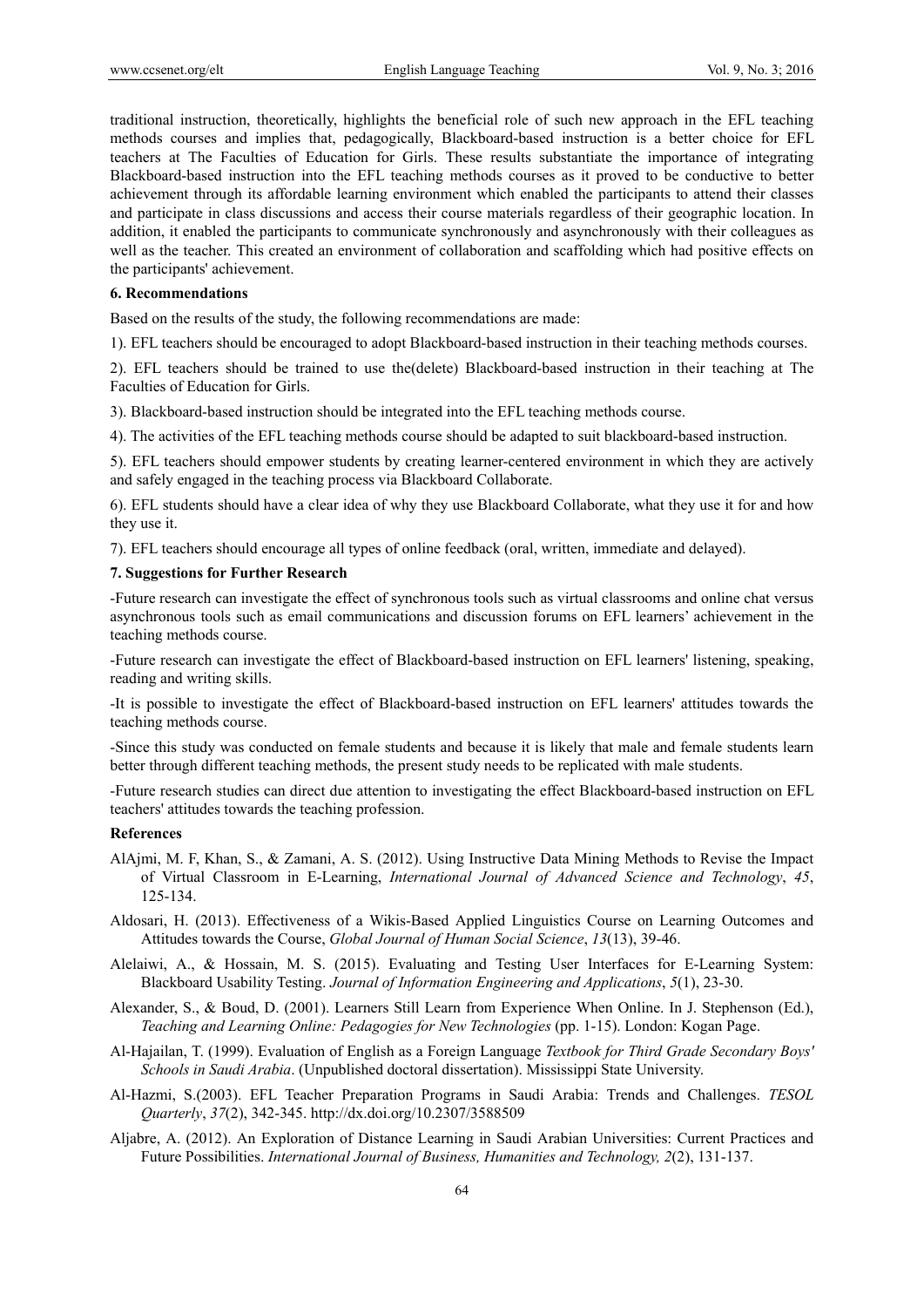traditional instruction, theoretically, highlights the beneficial role of such new approach in the EFL teaching methods courses and implies that, pedagogically, Blackboard-based instruction is a better choice for EFL teachers at The Faculties of Education for Girls. These results substantiate the importance of integrating Blackboard-based instruction into the EFL teaching methods courses as it proved to be conductive to better achievement through its affordable learning environment which enabled the participants to attend their classes and participate in class discussions and access their course materials regardless of their geographic location. In addition, it enabled the participants to communicate synchronously and asynchronously with their colleagues as well as the teacher. This created an environment of collaboration and scaffolding which had positive effects on the participants' achievement.

## 6. Recommendations

Based on the results of the study, the following recommendations are made:

1). EFL teachers should be encouraged to adopt Blackboard-based instruction in their teaching methods courses.

2). EFL teachers should be trained to use the(delete) Blackboard-based instruction in their teaching at The Faculties of Education for Girls.

3). Blackboard-based instruction should be integrated into the EFL teaching methods course.

4). The activities of the EFL teaching methods course should be adapted to suit blackboard-based instruction.

5). EFL teachers should empower students by creating learner-centered environment in which they are actively and safely engaged in the teaching process via Blackboard Collaborate.

6). EFL students should have a clear idea of why they use Blackboard Collaborate, what they use it for and how they use it.

7). EFL teachers should encourage all types of online feedback (oral, written, immediate and delayed).

## 7. Suggestions for Further Research

-Future research can investigate the effect of synchronous tools such as virtual classrooms and online chat versus asynchronous tools such as email communications and discussion forums on EFL learners' achievement in the teaching methods course.

-Future research can investigate the effect of Blackboard-based instruction on EFL learners' listening, speaking, reading and writing skills.

-It is possible to investigate the effect of Blackboard-based instruction on EFL learners' attitudes towards the teaching methods course.

-Since this study was conducted on female students and because it is likely that male and female students learn better through different teaching methods, the present study needs to be replicated with male students.

-Future research studies can direct due attention to investigating the effect Blackboard-based instruction on EFL teachers' attitudes towards the teaching profession.

## References

AlAjmi, M. F, Khan, S., & Zamani, A. S. (2012). Using Instructive Data Mining Methods to Revise the Impact of Virtual Classroom in E-Learning, *International Journal of Advanced Science and Technology*, *45*, 125-134.

Aldosari, H. (2013). Effectiveness of a Wikis-Based Applied Linguistics Course on Learning Outcomes and Attitudes towards the Course, *Global Journal of Human Social Science*, *13*(13), 39-46.

Alelaiwi, A., & Hossain, M. S. (2015). Evaluating and Testing User Interfaces for E-Learning System: Blackboard Usability Testing. *Journal of Information Engineering and Applications*, *5*(1), 23-30.

Alexander, S., & Boud, D. (2001). Learners Still Learn from Experience When Online. In J. Stephenson (Ed.), *Teaching and Learning Online: Pedagogies for New Technologies* (pp. 1-15). London: Kogan Page.

Al-Hajailan, T. (1999). Evaluation of English as a Foreign Language *Textbook for Third Grade Secondary Boys' Schools in Saudi Arabia*. (Unpublished doctoral dissertation). Mississippi State University.

Al-Hazmi, S.(2003). EFL Teacher Preparation Programs in Saudi Arabia: Trends and Challenges. *TESOL Quarterly*, *37*(2), 342-345. http://dx.doi.org/10.2307/3588509

Aljabre, A. (2012). An Exploration of Distance Learning in Saudi Arabian Universities: Current Practices and Future Possibilities. *International Journal of Business, Humanities and Technology, 2*(2), 131-137.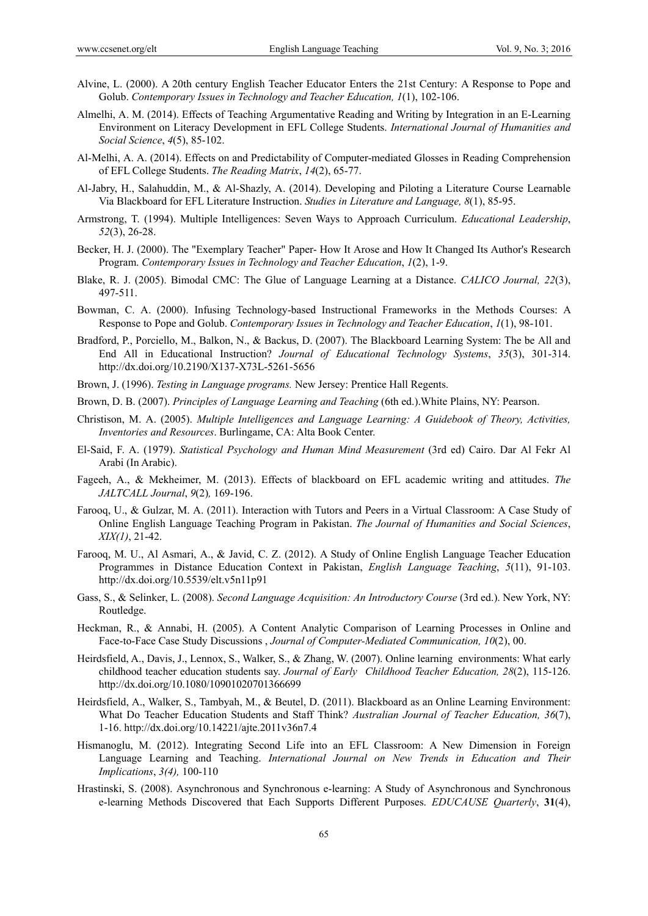Alvine, L. (2000). A 20th century English Teacher Educator Enters the 21st Century: A Response to Pope and Golub. *Contemporary Issues in Technology and Teacher Education, 1*(1), 102-106.

Almelhi, A. M. (2014). Effects of Teaching Argumentative Reading and Writing by Integration in an E-Learning Environment on Literacy Development in EFL College Students. *International Journal of Humanities and Social Science*, *4*(5), 85-102.

Al-Melhi, A. A. (2014). Effects on and Predictability of Computer-mediated Glosses in Reading Comprehension of EFL College Students. *The Reading Matrix*, *14*(2), 65-77.

Al-Jabry, H., Salahuddin, M., & Al-Shazly, A. (2014). Developing and Piloting a Literature Course Learnable Via Blackboard for EFL Literature Instruction. *Studies in Literature and Language, 8*(1), 85-95.

Armstrong, T. (1994). Multiple Intelligences: Seven Ways to Approach Curriculum. *Educational Leadership*, *52*(3), 26-28.

Becker, H. J. (2000). The "Exemplary Teacher" Paper- How It Arose and How It Changed Its Author's Research Program. *Contemporary Issues in Technology and Teacher Education*, *1*(2), 1-9.

Blake, R. J. (2005). Bimodal CMC: The Glue of Language Learning at a Distance. *CALICO Journal, 22*(3), 497-511.

Bowman, C. A. (2000). Infusing Technology-based Instructional Frameworks in the Methods Courses: A Response to Pope and Golub. *Contemporary Issues in Technology and Teacher Education*, *1*(1), 98-101.

Bradford, P., Porciello, M., Balkon, N., & Backus, D. (2007). The Blackboard Learning System: The be All and End All in Educational Instruction? *Journal of Educational Technology Systems*, *35*(3), 301-314. http://dx.doi.org/10.2190/X137-X73L-5261-5656

Brown, J. (1996). *Testing in Language programs.* New Jersey: Prentice Hall Regents.

Brown, D. B. (2007). *Principles of Language Learning and Teaching* (6th ed.).White Plains, NY: Pearson.

Christison, M. A. (2005). *Multiple Intelligences and Language Learning: A Guidebook of Theory, Activities, Inventories and Resources*. Burlingame, CA: Alta Book Center.

El-Said, F. A. (1979). *Statistical Psychology and Human Mind Measurement* (3rd ed) Cairo. Dar Al Fekr Al Arabi (In Arabic).

Fageeh, A., & Mekheimer, M. (2013). Effects of blackboard on EFL academic writing and attitudes. *The JALTCALL Journal*, *9*(2)*,* 169-196.

Farooq, U., & Gulzar, M. A. (2011). Interaction with Tutors and Peers in a Virtual Classroom: A Case Study of Online English Language Teaching Program in Pakistan. *The Journal of Humanities and Social Sciences*, *XIX(1)*, 21-42.

Farooq, M. U., Al Asmari, A., & Javid, C. Z. (2012). A Study of Online English Language Teacher Education Programmes in Distance Education Context in Pakistan, *English Language Teaching*, *5*(11), 91-103. http://dx.doi.org/10.5539/elt.v5n11p91

Gass, S., & Selinker, L. (2008). *Second Language Acquisition: An Introductory Course* (3rd ed.). New York, NY: Routledge.

Heckman, R., & Annabi, H. (2005). A Content Analytic Comparison of Learning Processes in Online and Face-to-Face Case Study Discussions , *Journal of Computer-Mediated Communication, 10*(2), 00.

Heirdsfield, A., Davis, J., Lennox, S., Walker, S., & Zhang, W. (2007). Online learning environments: What early childhood teacher education students say. *Journal of Early Childhood Teacher Education, 28*(2), 115-126. http://dx.doi.org/10.1080/10901020701366699

Heirdsfield, A., Walker, S., Tambyah, M., & Beutel, D. (2011). Blackboard as an Online Learning Environment: What Do Teacher Education Students and Staff Think? *Australian Journal of Teacher Education, 36*(7), 1-16. http://dx.doi.org/10.14221/ajte.2011v36n7.4

Hismanoglu, M. (2012). Integrating Second Life into an EFL Classroom: A New Dimension in Foreign Language Learning and Teaching. *International Journal on New Trends in Education and Their Implications*, *3(4),* 100-110

Hrastinski, S. (2008). Asynchronous and Synchronous e-learning: A Study of Asynchronous and Synchronous e-learning Methods Discovered that Each Supports Different Purposes. *EDUCAUSE Quarterly*, **31**(4),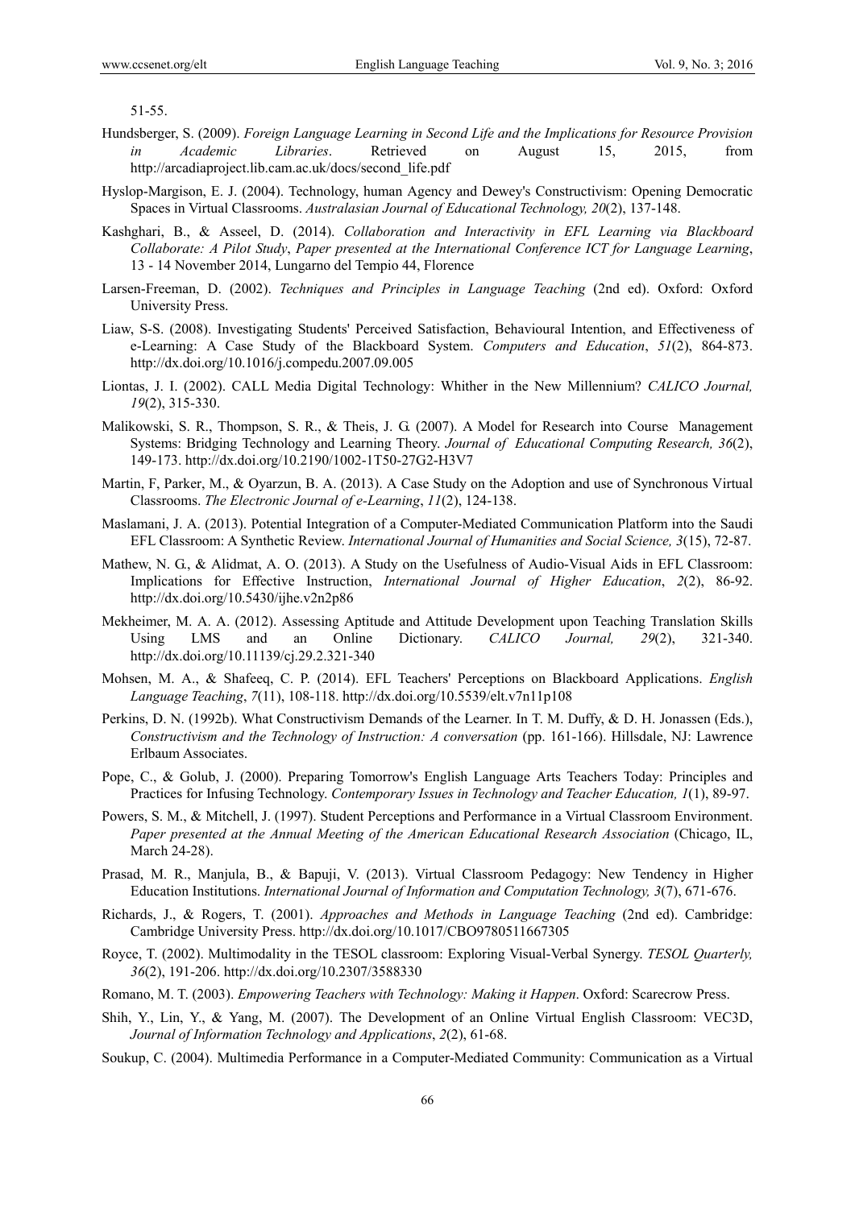51-55.

Hundsberger, S. (2009). *Foreign Language Learning in Second Life and the Implications for Resource Provision in Academic Libraries*. Retrieved on August 15, 2015, from http://arcadiaproject.lib.cam.ac.uk/docs/second_life.pdf

Hyslop-Margison, E. J. (2004). Technology, human Agency and Dewey's Constructivism: Opening Democratic Spaces in Virtual Classrooms. *Australasian Journal of Educational Technology, 20*(2), 137-148.

Kashghari, B., & Asseel, D. (2014). *Collaboration and Interactivity in EFL Learning via Blackboard Collaborate: A Pilot Study*, *Paper presented at the International Conference ICT for Language Learning*, 13 - 14 November 2014, Lungarno del Tempio 44, Florence

Larsen-Freeman, D. (2002). *Techniques and Principles in Language Teaching* (2nd ed). Oxford: Oxford University Press.

Liaw, S-S. (2008). Investigating Students' Perceived Satisfaction, Behavioural Intention, and Effectiveness of e-Learning: A Case Study of the Blackboard System. *Computers and Education*, *51*(2), 864-873. http://dx.doi.org/10.1016/j.compedu.2007.09.005

Liontas, J. I. (2002). CALL Media Digital Technology: Whither in the New Millennium? *CALICO Journal, 19*(2), 315-330.

Malikowski, S. R., Thompson, S. R., & Theis, J. G. (2007). A Model for Research into Course Management Systems: Bridging Technology and Learning Theory. *Journal of Educational Computing Research, 36*(2), 149-173. http://dx.doi.org/10.2190/1002-1T50-27G2-H3V7

Martin, F, Parker, M., & Oyarzun, B. A. (2013). A Case Study on the Adoption and use of Synchronous Virtual Classrooms. *The Electronic Journal of e-Learning*, *11*(2), 124-138.

Maslamani, J. A. (2013). Potential Integration of a Computer-Mediated Communication Platform into the Saudi EFL Classroom: A Synthetic Review. *International Journal of Humanities and Social Science, 3*(15), 72-87.

Mathew, N. G., & Alidmat, A. O. (2013). A Study on the Usefulness of Audio-Visual Aids in EFL Classroom: Implications for Effective Instruction, *International Journal of Higher Education*, *2*(2), 86-92. http://dx.doi.org/10.5430/ijhe.v2n2p86

Mekheimer, M. A. A. (2012). Assessing Aptitude and Attitude Development upon Teaching Translation Skills Using LMS and an Online Dictionary. *CALICO Journal, 29*(2), 321-340. http://dx.doi.org/10.11139/cj.29.2.321-340

Mohsen, M. A., & Shafeeq, C. P. (2014). EFL Teachers' Perceptions on Blackboard Applications. *English Language Teaching*, *7*(11), 108-118. http://dx.doi.org/10.5539/elt.v7n11p108

Perkins, D. N. (1992b). What Constructivism Demands of the Learner. In T. M. Duffy, & D. H. Jonassen (Eds.), *Constructivism and the Technology of Instruction: A conversation* (pp. 161-166). Hillsdale, NJ: Lawrence Erlbaum Associates.

Pope, C., & Golub, J. (2000). Preparing Tomorrow's English Language Arts Teachers Today: Principles and Practices for Infusing Technology. *Contemporary Issues in Technology and Teacher Education, 1*(1), 89-97.

Powers, S. M., & Mitchell, J. (1997). Student Perceptions and Performance in a Virtual Classroom Environment. *Paper presented at the Annual Meeting of the American Educational Research Association* (Chicago, IL, March 24-28).

Prasad, M. R., Manjula, B., & Bapuji, V. (2013). Virtual Classroom Pedagogy: New Tendency in Higher Education Institutions. *International Journal of Information and Computation Technology, 3*(7), 671-676.

Richards, J., & Rogers, T. (2001). *Approaches and Methods in Language Teaching* (2nd ed). Cambridge: Cambridge University Press. http://dx.doi.org/10.1017/CBO9780511667305

Royce, T. (2002). Multimodality in the TESOL classroom: Exploring Visual-Verbal Synergy. *TESOL Quarterly, 36*(2), 191-206. http://dx.doi.org/10.2307/3588330

Romano, M. T. (2003). *Empowering Teachers with Technology: Making it Happen*. Oxford: Scarecrow Press.

Shih, Y., Lin, Y., & Yang, M. (2007). The Development of an Online Virtual English Classroom: VEC3D, *Journal of Information Technology and Applications*, *2*(2), 61-68.

Soukup, C. (2004). Multimedia Performance in a Computer-Mediated Community: Communication as a Virtual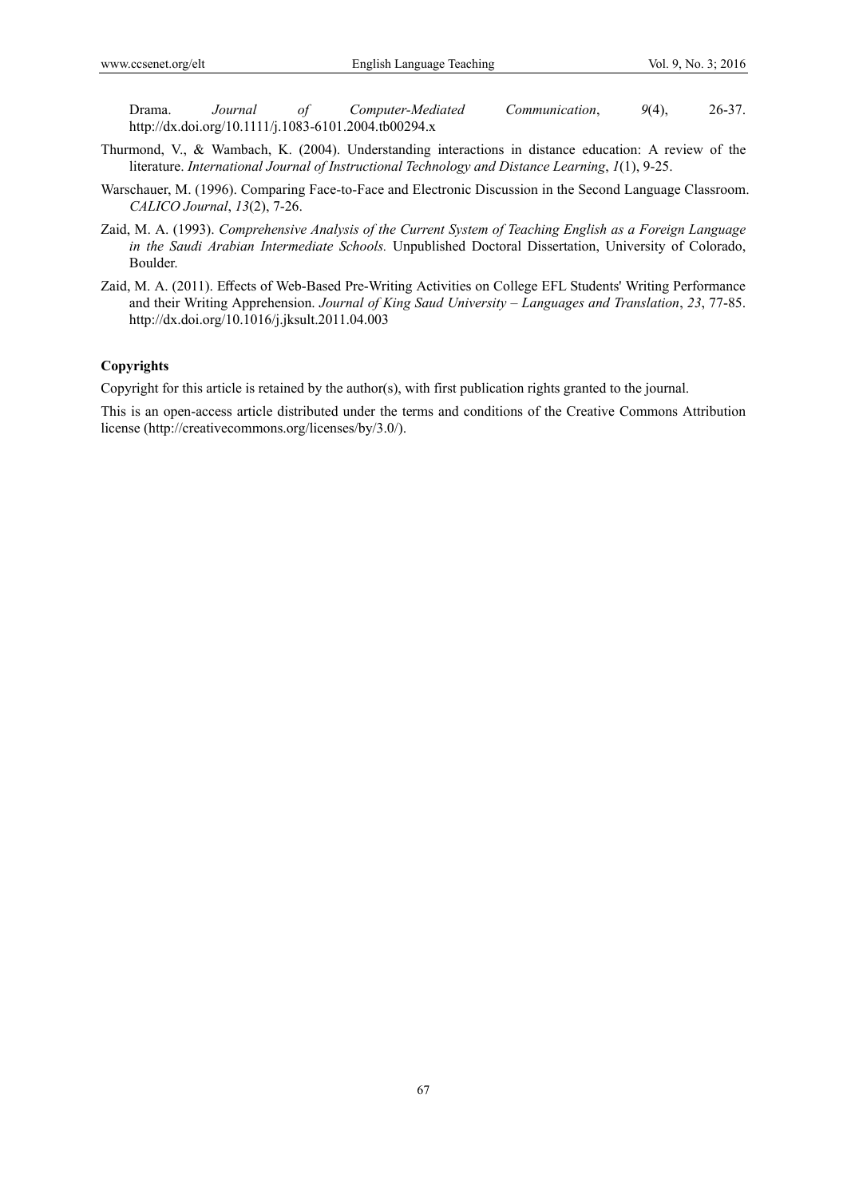Drama. *Journal of Computer-Mediated Communication*, *9*(4), 26-37. http://dx.doi.org/10.1111/j.1083-6101.2004.tb00294.x

Thurmond, V., & Wambach, K. (2004). Understanding interactions in distance education: A review of the literature. *International Journal of Instructional Technology and Distance Learning*, *1*(1), 9-25.

Warschauer, M. (1996). Comparing Face-to-Face and Electronic Discussion in the Second Language Classroom. *CALICO Journal*, *13*(2), 7-26.

Zaid, M. A. (1993). *Comprehensive Analysis of the Current System of Teaching English as a Foreign Language in the Saudi Arabian Intermediate Schools.* Unpublished Doctoral Dissertation, University of Colorado, Boulder.

Zaid, M. A. (2011). Effects of Web-Based Pre-Writing Activities on College EFL Students' Writing Performance and their Writing Apprehension. *Journal of King Saud University – Languages and Translation*, *23*, 77-85. http://dx.doi.org/10.1016/j.jksult.2011.04.003

### Copyrights

Copyright for this article is retained by the author(s), with first publication rights granted to the journal.

This is an open-access article distributed under the terms and conditions of the Creative Commons Attribution license (http://creativecommons.org/licenses/by/3.0/).